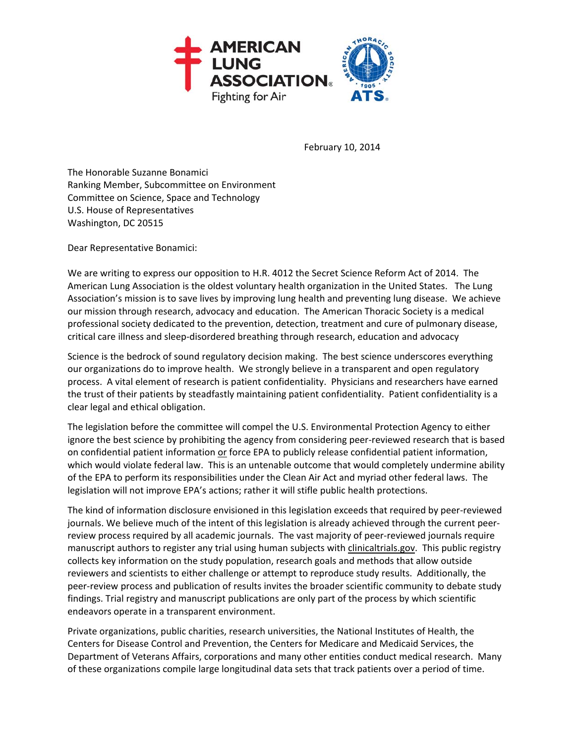AMERICAN LUNG ASSOCIATION®
Fighting for Air

AMERICAN THORACIC SOCIETY · 1905 · ATS®

February 10, 2014

The Honorable Suzanne Bonamici
Ranking Member, Subcommittee on Environment
Committee on Science, Space and Technology
U.S. House of Representatives
Washington, DC 20515

Dear Representative Bonamici:

We are writing to express our opposition to H.R. 4012 the Secret Science Reform Act of 2014. The American Lung Association is the oldest voluntary health organization in the United States. The Lung Association's mission is to save lives by improving lung health and preventing lung disease. We achieve our mission through research, advocacy and education. The American Thoracic Society is a medical professional society dedicated to the prevention, detection, treatment and cure of pulmonary disease, critical care illness and sleep-disordered breathing through research, education and advocacy

Science is the bedrock of sound regulatory decision making. The best science underscores everything our organizations do to improve health. We strongly believe in a transparent and open regulatory process. A vital element of research is patient confidentiality. Physicians and researchers have earned the trust of their patients by steadfastly maintaining patient confidentiality. Patient confidentiality is a clear legal and ethical obligation.

The legislation before the committee will compel the U.S. Environmental Protection Agency to either ignore the best science by prohibiting the agency from considering peer-reviewed research that is based on confidential patient information <u>or</u> force EPA to publicly release confidential patient information, which would violate federal law. This is an untenable outcome that would completely undermine ability of the EPA to perform its responsibilities under the Clean Air Act and myriad other federal laws. The legislation will not improve EPA's actions; rather it will stifle public health protections.

The kind of information disclosure envisioned in this legislation exceeds that required by peer-reviewed journals. We believe much of the intent of this legislation is already achieved through the current peer-review process required by all academic journals. The vast majority of peer-reviewed journals require manuscript authors to register any trial using human subjects with <u>clinicaltrials.gov</u>. This public registry collects key information on the study population, research goals and methods that allow outside reviewers and scientists to either challenge or attempt to reproduce study results. Additionally, the peer-review process and publication of results invites the broader scientific community to debate study findings. Trial registry and manuscript publications are only part of the process by which scientific endeavors operate in a transparent environment.

Private organizations, public charities, research universities, the National Institutes of Health, the Centers for Disease Control and Prevention, the Centers for Medicare and Medicaid Services, the Department of Veterans Affairs, corporations and many other entities conduct medical research. Many of these organizations compile large longitudinal data sets that track patients over a period of time.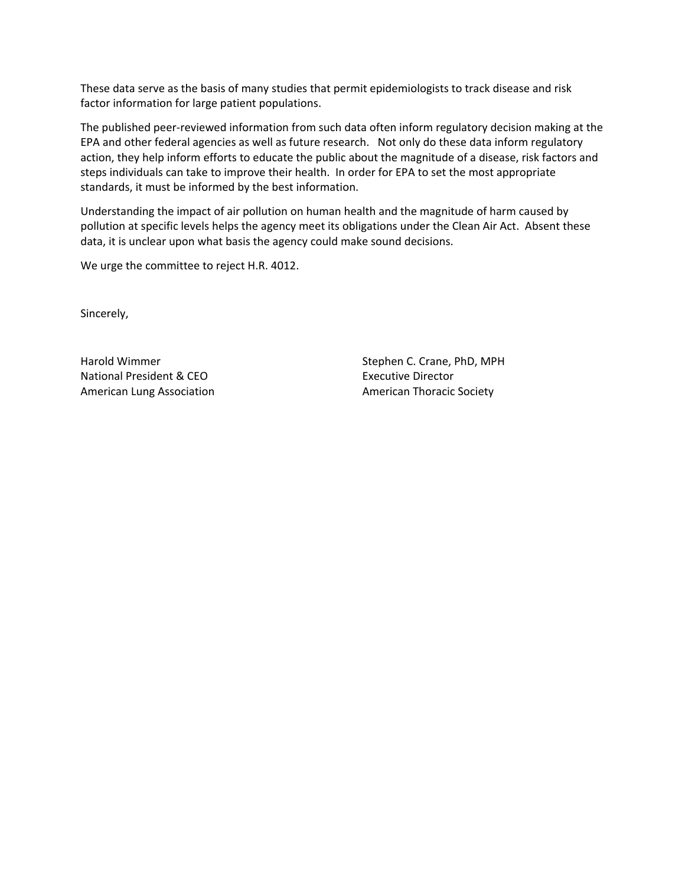These data serve as the basis of many studies that permit epidemiologists to track disease and risk factor information for large patient populations.

The published peer-reviewed information from such data often inform regulatory decision making at the EPA and other federal agencies as well as future research. Not only do these data inform regulatory action, they help inform efforts to educate the public about the magnitude of a disease, risk factors and steps individuals can take to improve their health. In order for EPA to set the most appropriate standards, it must be informed by the best information.

Understanding the impact of air pollution on human health and the magnitude of harm caused by pollution at specific levels helps the agency meet its obligations under the Clean Air Act. Absent these data, it is unclear upon what basis the agency could make sound decisions.

We urge the committee to reject H.R. 4012.

Sincerely,

Harold Wimmer
National President & CEO
American Lung Association

Stephen C. Crane, PhD, MPH
Executive Director
American Thoracic Society